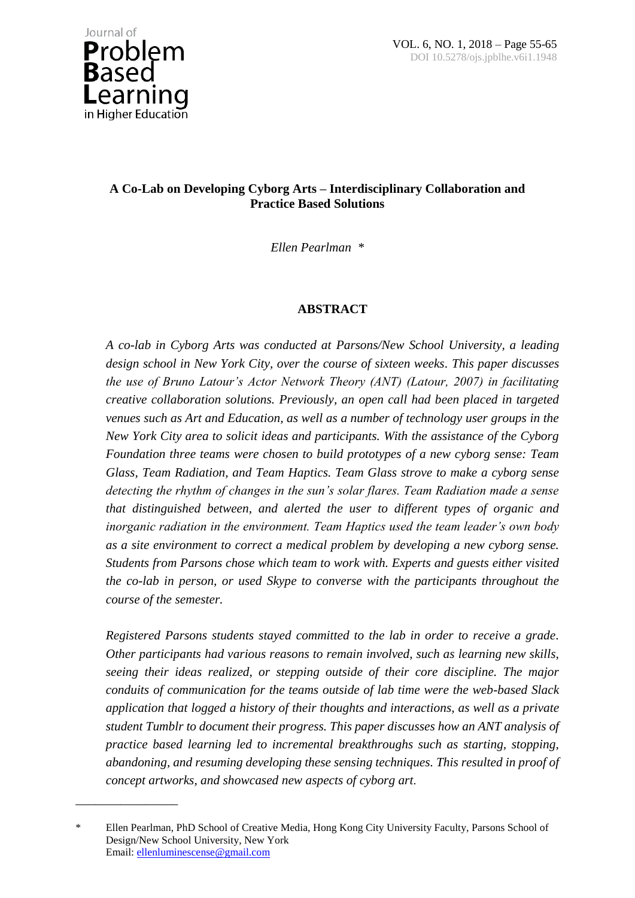# A Co-Lab on Developing Cyborg Arts – Interdisciplinary Collaboration and Practice Based Solutions

*Ellen Pearlman* *

## ABSTRACT

*A co-lab in Cyborg Arts was conducted at Parsons/New School University, a leading design school in New York City, over the course of sixteen weeks. This paper discusses the use of Bruno Latour's Actor Network Theory (ANT) (Latour, 2007) in facilitating creative collaboration solutions. Previously, an open call had been placed in targeted venues such as Art and Education, as well as a number of technology user groups in the New York City area to solicit ideas and participants. With the assistance of the Cyborg Foundation three teams were chosen to build prototypes of a new cyborg sense: Team Glass, Team Radiation, and Team Haptics. Team Glass strove to make a cyborg sense detecting the rhythm of changes in the sun's solar flares. Team Radiation made a sense that distinguished between, and alerted the user to different types of organic and inorganic radiation in the environment. Team Haptics used the team leader's own body as a site environment to correct a medical problem by developing a new cyborg sense. Students from Parsons chose which team to work with. Experts and guests either visited the co-lab in person, or used Skype to converse with the participants throughout the course of the semester.*

*Registered Parsons students stayed committed to the lab in order to receive a grade. Other participants had various reasons to remain involved, such as learning new skills, seeing their ideas realized, or stepping outside of their core discipline. The major conduits of communication for the teams outside of lab time were the web-based Slack application that logged a history of their thoughts and interactions, as well as a private student Tumblr to document their progress. This paper discusses how an ANT analysis of practice based learning led to incremental breakthroughs such as starting, stopping, abandoning, and resuming developing these sensing techniques. This resulted in proof of concept artworks, and showcased new aspects of cyborg art.*

---

\* Ellen Pearlman, PhD School of Creative Media, Hong Kong City University Faculty, Parsons School of Design/New School University, New York
Email: ellenluminescense@gmail.com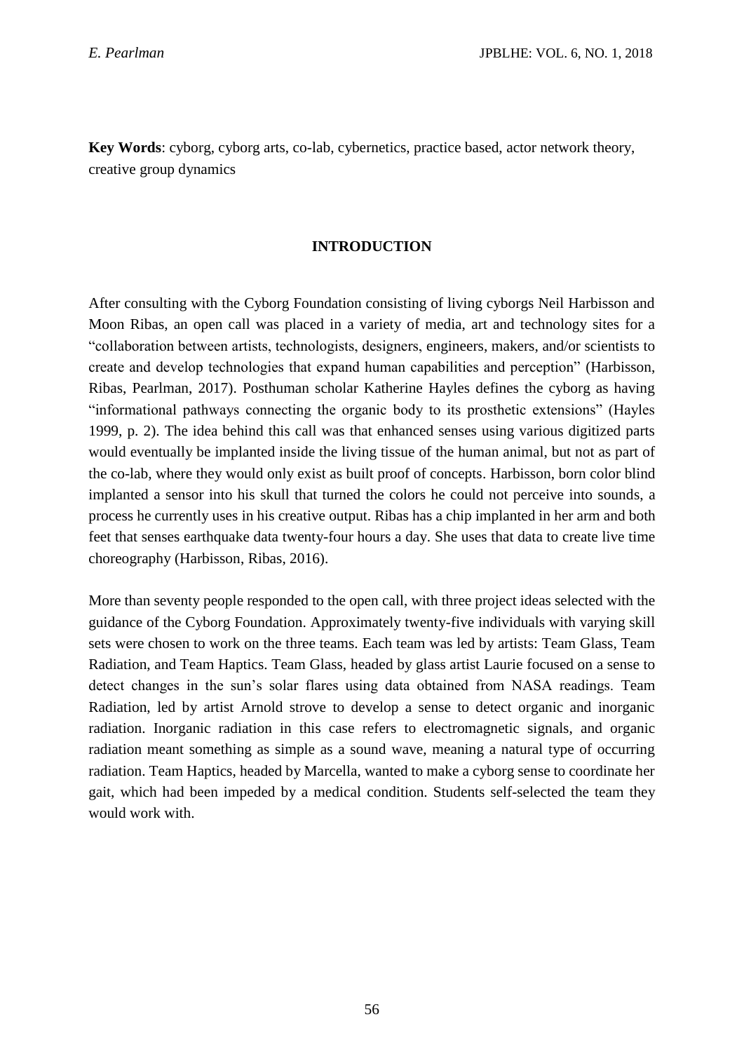**Key Words**: cyborg, cyborg arts, co-lab, cybernetics, practice based, actor network theory, creative group dynamics

## INTRODUCTION

After consulting with the Cyborg Foundation consisting of living cyborgs Neil Harbisson and Moon Ribas, an open call was placed in a variety of media, art and technology sites for a "collaboration between artists, technologists, designers, engineers, makers, and/or scientists to create and develop technologies that expand human capabilities and perception" (Harbisson, Ribas, Pearlman, 2017). Posthuman scholar Katherine Hayles defines the cyborg as having "informational pathways connecting the organic body to its prosthetic extensions" (Hayles 1999, p. 2). The idea behind this call was that enhanced senses using various digitized parts would eventually be implanted inside the living tissue of the human animal, but not as part of the co-lab, where they would only exist as built proof of concepts. Harbisson, born color blind implanted a sensor into his skull that turned the colors he could not perceive into sounds, a process he currently uses in his creative output. Ribas has a chip implanted in her arm and both feet that senses earthquake data twenty-four hours a day. She uses that data to create live time choreography (Harbisson, Ribas, 2016).

More than seventy people responded to the open call, with three project ideas selected with the guidance of the Cyborg Foundation. Approximately twenty-five individuals with varying skill sets were chosen to work on the three teams. Each team was led by artists: Team Glass, Team Radiation, and Team Haptics. Team Glass, headed by glass artist Laurie focused on a sense to detect changes in the sun's solar flares using data obtained from NASA readings. Team Radiation, led by artist Arnold strove to develop a sense to detect organic and inorganic radiation. Inorganic radiation in this case refers to electromagnetic signals, and organic radiation meant something as simple as a sound wave, meaning a natural type of occurring radiation. Team Haptics, headed by Marcella, wanted to make a cyborg sense to coordinate her gait, which had been impeded by a medical condition. Students self-selected the team they would work with.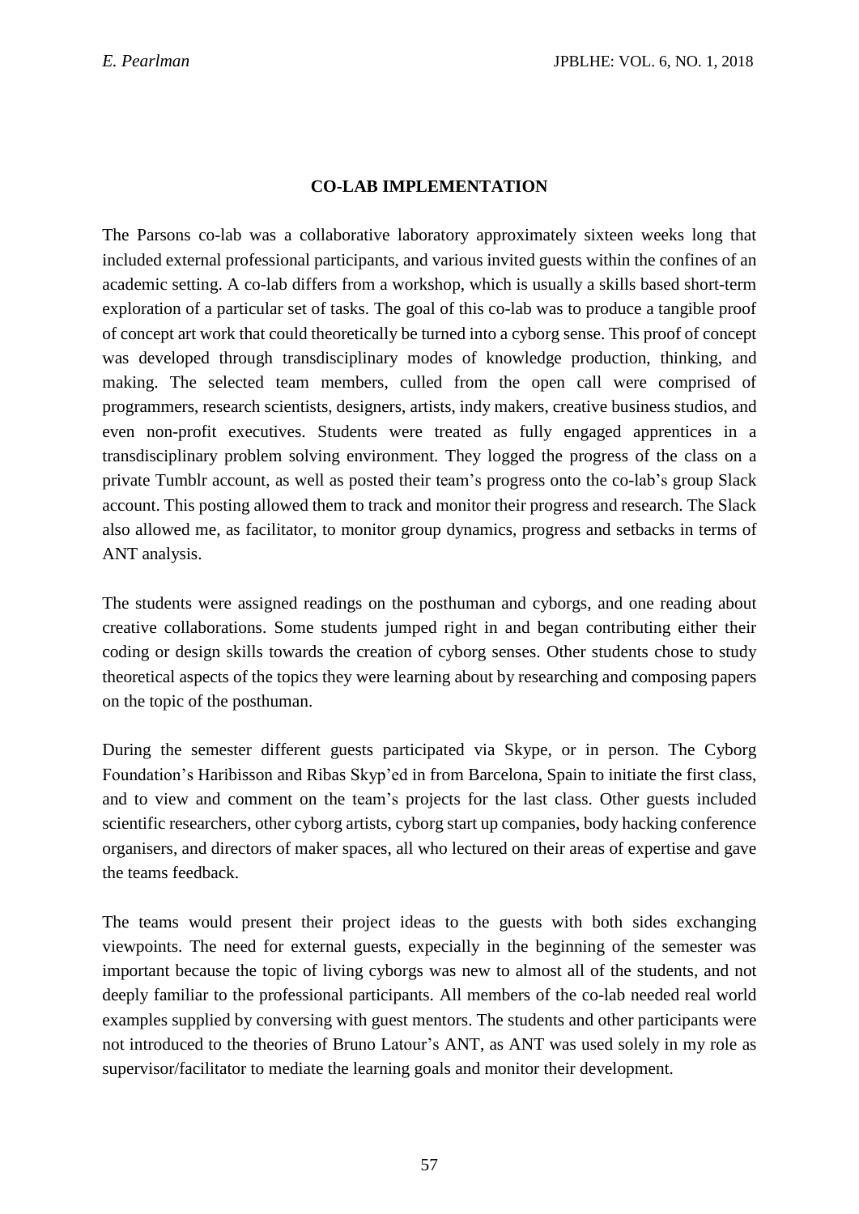## CO-LAB IMPLEMENTATION

The Parsons co-lab was a collaborative laboratory approximately sixteen weeks long that included external professional participants, and various invited guests within the confines of an academic setting. A co-lab differs from a workshop, which is usually a skills based short-term exploration of a particular set of tasks. The goal of this co-lab was to produce a tangible proof of concept art work that could theoretically be turned into a cyborg sense. This proof of concept was developed through transdisciplinary modes of knowledge production, thinking, and making. The selected team members, culled from the open call were comprised of programmers, research scientists, designers, artists, indy makers, creative business studios, and even non-profit executives. Students were treated as fully engaged apprentices in a transdisciplinary problem solving environment. They logged the progress of the class on a private Tumblr account, as well as posted their team's progress onto the co-lab's group Slack account. This posting allowed them to track and monitor their progress and research. The Slack also allowed me, as facilitator, to monitor group dynamics, progress and setbacks in terms of ANT analysis.

The students were assigned readings on the posthuman and cyborgs, and one reading about creative collaborations. Some students jumped right in and began contributing either their coding or design skills towards the creation of cyborg senses. Other students chose to study theoretical aspects of the topics they were learning about by researching and composing papers on the topic of the posthuman.

During the semester different guests participated via Skype, or in person. The Cyborg Foundation's Haribisson and Ribas Skyp'ed in from Barcelona, Spain to initiate the first class, and to view and comment on the team's projects for the last class. Other guests included scientific researchers, other cyborg artists, cyborg start up companies, body hacking conference organisers, and directors of maker spaces, all who lectured on their areas of expertise and gave the teams feedback.

The teams would present their project ideas to the guests with both sides exchanging viewpoints. The need for external guests, expecially in the beginning of the semester was important because the topic of living cyborgs was new to almost all of the students, and not deeply familiar to the professional participants. All members of the co-lab needed real world examples supplied by conversing with guest mentors. The students and other participants were not introduced to the theories of Bruno Latour's ANT, as ANT was used solely in my role as supervisor/facilitator to mediate the learning goals and monitor their development.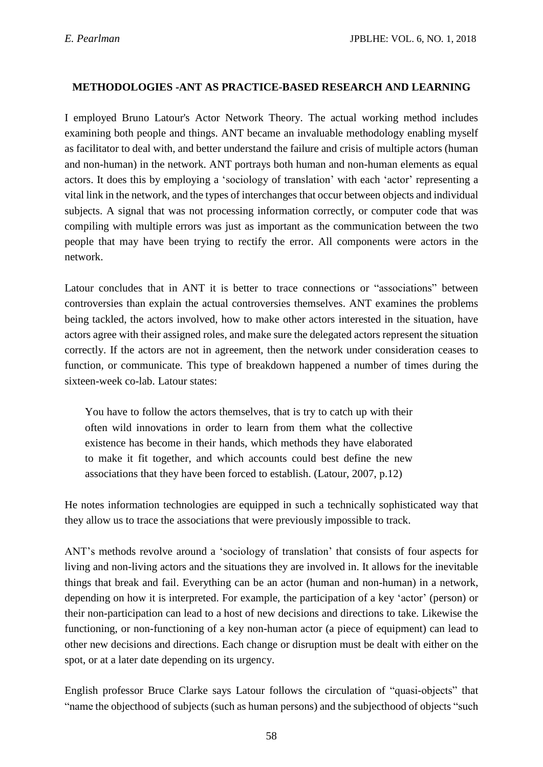## METHODOLOGIES -ANT AS PRACTICE-BASED RESEARCH AND LEARNING

I employed Bruno Latour's Actor Network Theory. The actual working method includes examining both people and things. ANT became an invaluable methodology enabling myself as facilitator to deal with, and better understand the failure and crisis of multiple actors (human and non-human) in the network. ANT portrays both human and non-human elements as equal actors. It does this by employing a 'sociology of translation' with each 'actor' representing a vital link in the network, and the types of interchanges that occur between objects and individual subjects. A signal that was not processing information correctly, or computer code that was compiling with multiple errors was just as important as the communication between the two people that may have been trying to rectify the error. All components were actors in the network.

Latour concludes that in ANT it is better to trace connections or "associations" between controversies than explain the actual controversies themselves. ANT examines the problems being tackled, the actors involved, how to make other actors interested in the situation, have actors agree with their assigned roles, and make sure the delegated actors represent the situation correctly. If the actors are not in agreement, then the network under consideration ceases to function, or communicate. This type of breakdown happened a number of times during the sixteen-week co-lab. Latour states:

> You have to follow the actors themselves, that is try to catch up with their often wild innovations in order to learn from them what the collective existence has become in their hands, which methods they have elaborated to make it fit together, and which accounts could best define the new associations that they have been forced to establish. (Latour, 2007, p.12)

He notes information technologies are equipped in such a technically sophisticated way that they allow us to trace the associations that were previously impossible to track.

ANT's methods revolve around a 'sociology of translation' that consists of four aspects for living and non-living actors and the situations they are involved in. It allows for the inevitable things that break and fail. Everything can be an actor (human and non-human) in a network, depending on how it is interpreted. For example, the participation of a key 'actor' (person) or their non-participation can lead to a host of new decisions and directions to take. Likewise the functioning, or non-functioning of a key non-human actor (a piece of equipment) can lead to other new decisions and directions. Each change or disruption must be dealt with either on the spot, or at a later date depending on its urgency.

English professor Bruce Clarke says Latour follows the circulation of "quasi-objects" that "name the objecthood of subjects (such as human persons) and the subjecthood of objects "such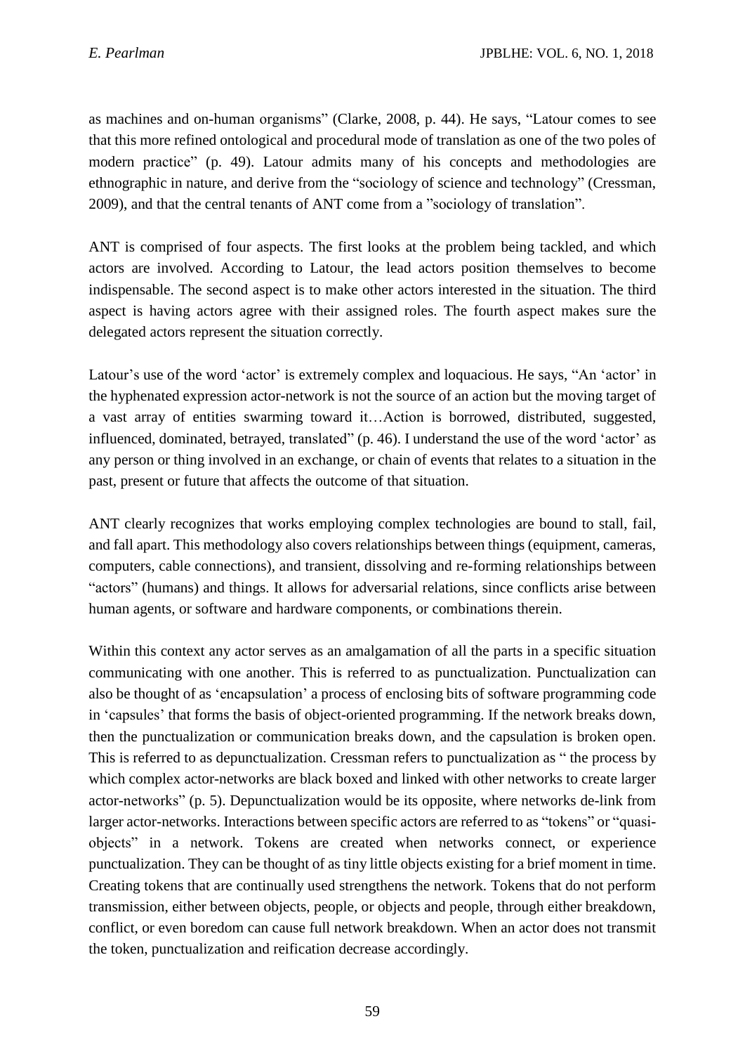as machines and on-human organisms" (Clarke, 2008, p. 44). He says, "Latour comes to see that this more refined ontological and procedural mode of translation as one of the two poles of modern practice" (p. 49). Latour admits many of his concepts and methodologies are ethnographic in nature, and derive from the "sociology of science and technology" (Cressman, 2009), and that the central tenants of ANT come from a "sociology of translation".

ANT is comprised of four aspects. The first looks at the problem being tackled, and which actors are involved. According to Latour, the lead actors position themselves to become indispensable. The second aspect is to make other actors interested in the situation. The third aspect is having actors agree with their assigned roles. The fourth aspect makes sure the delegated actors represent the situation correctly.

Latour's use of the word 'actor' is extremely complex and loquacious. He says, "An 'actor' in the hyphenated expression actor-network is not the source of an action but the moving target of a vast array of entities swarming toward it…Action is borrowed, distributed, suggested, influenced, dominated, betrayed, translated" (p. 46). I understand the use of the word 'actor' as any person or thing involved in an exchange, or chain of events that relates to a situation in the past, present or future that affects the outcome of that situation.

ANT clearly recognizes that works employing complex technologies are bound to stall, fail, and fall apart. This methodology also covers relationships between things (equipment, cameras, computers, cable connections), and transient, dissolving and re-forming relationships between "actors" (humans) and things. It allows for adversarial relations, since conflicts arise between human agents, or software and hardware components, or combinations therein.

Within this context any actor serves as an amalgamation of all the parts in a specific situation communicating with one another. This is referred to as punctualization. Punctualization can also be thought of as 'encapsulation' a process of enclosing bits of software programming code in 'capsules' that forms the basis of object-oriented programming. If the network breaks down, then the punctualization or communication breaks down, and the capsulation is broken open. This is referred to as depunctualization. Cressman refers to punctualization as " the process by which complex actor-networks are black boxed and linked with other networks to create larger actor-networks" (p. 5). Depunctualization would be its opposite, where networks de-link from larger actor-networks. Interactions between specific actors are referred to as "tokens" or "quasi-objects" in a network. Tokens are created when networks connect, or experience punctualization. They can be thought of as tiny little objects existing for a brief moment in time. Creating tokens that are continually used strengthens the network. Tokens that do not perform transmission, either between objects, people, or objects and people, through either breakdown, conflict, or even boredom can cause full network breakdown. When an actor does not transmit the token, punctualization and reification decrease accordingly.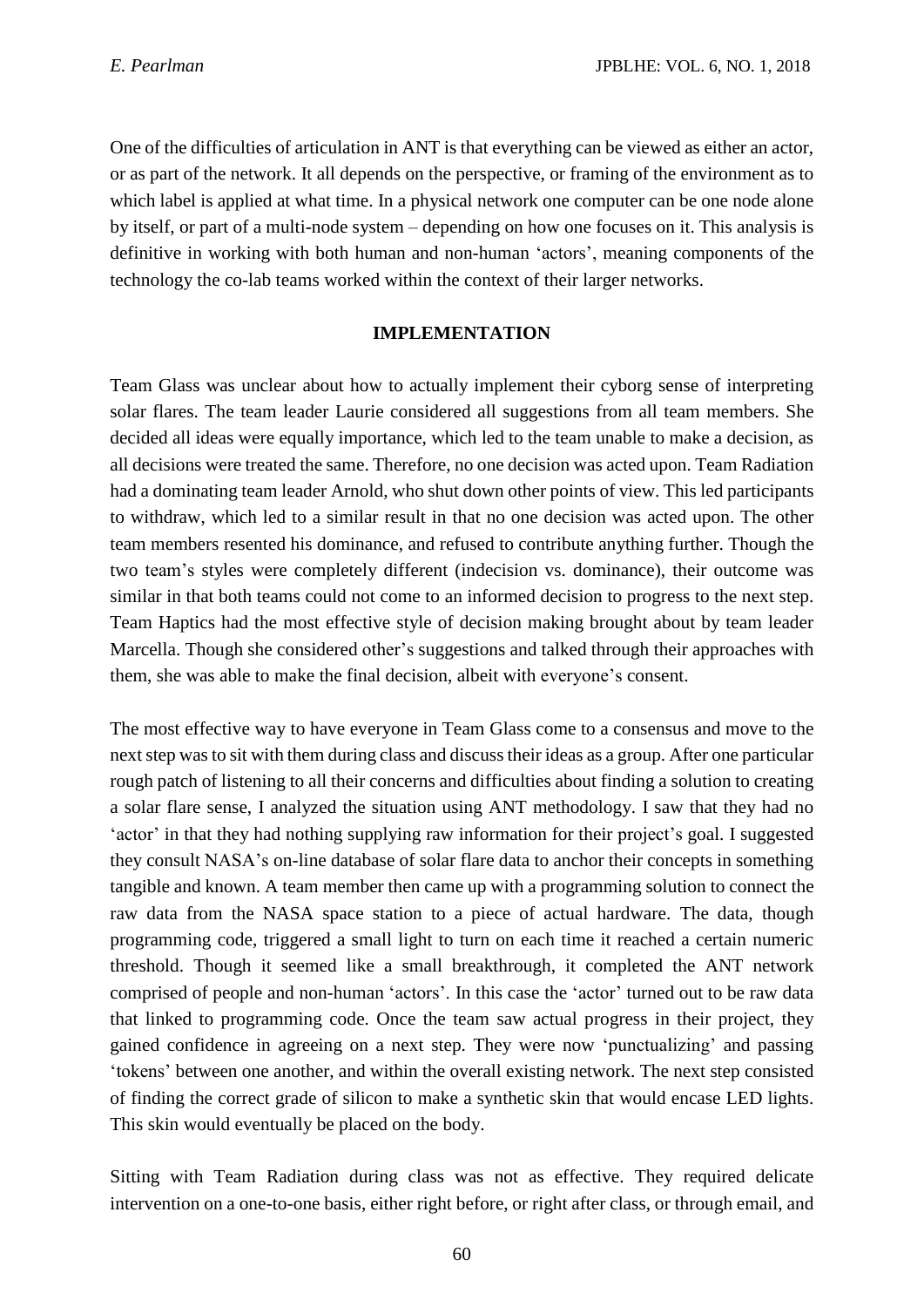One of the difficulties of articulation in ANT is that everything can be viewed as either an actor, or as part of the network. It all depends on the perspective, or framing of the environment as to which label is applied at what time. In a physical network one computer can be one node alone by itself, or part of a multi-node system – depending on how one focuses on it. This analysis is definitive in working with both human and non-human 'actors', meaning components of the technology the co-lab teams worked within the context of their larger networks.

## IMPLEMENTATION

Team Glass was unclear about how to actually implement their cyborg sense of interpreting solar flares. The team leader Laurie considered all suggestions from all team members. She decided all ideas were equally importance, which led to the team unable to make a decision, as all decisions were treated the same. Therefore, no one decision was acted upon. Team Radiation had a dominating team leader Arnold, who shut down other points of view. This led participants to withdraw, which led to a similar result in that no one decision was acted upon. The other team members resented his dominance, and refused to contribute anything further. Though the two team's styles were completely different (indecision vs. dominance), their outcome was similar in that both teams could not come to an informed decision to progress to the next step. Team Haptics had the most effective style of decision making brought about by team leader Marcella. Though she considered other's suggestions and talked through their approaches with them, she was able to make the final decision, albeit with everyone's consent.

The most effective way to have everyone in Team Glass come to a consensus and move to the next step was to sit with them during class and discuss their ideas as a group. After one particular rough patch of listening to all their concerns and difficulties about finding a solution to creating a solar flare sense, I analyzed the situation using ANT methodology. I saw that they had no 'actor' in that they had nothing supplying raw information for their project's goal. I suggested they consult NASA's on-line database of solar flare data to anchor their concepts in something tangible and known. A team member then came up with a programming solution to connect the raw data from the NASA space station to a piece of actual hardware. The data, though programming code, triggered a small light to turn on each time it reached a certain numeric threshold. Though it seemed like a small breakthrough, it completed the ANT network comprised of people and non-human 'actors'. In this case the 'actor' turned out to be raw data that linked to programming code. Once the team saw actual progress in their project, they gained confidence in agreeing on a next step. They were now 'punctualizing' and passing 'tokens' between one another, and within the overall existing network. The next step consisted of finding the correct grade of silicon to make a synthetic skin that would encase LED lights. This skin would eventually be placed on the body.

Sitting with Team Radiation during class was not as effective. They required delicate intervention on a one-to-one basis, either right before, or right after class, or through email, and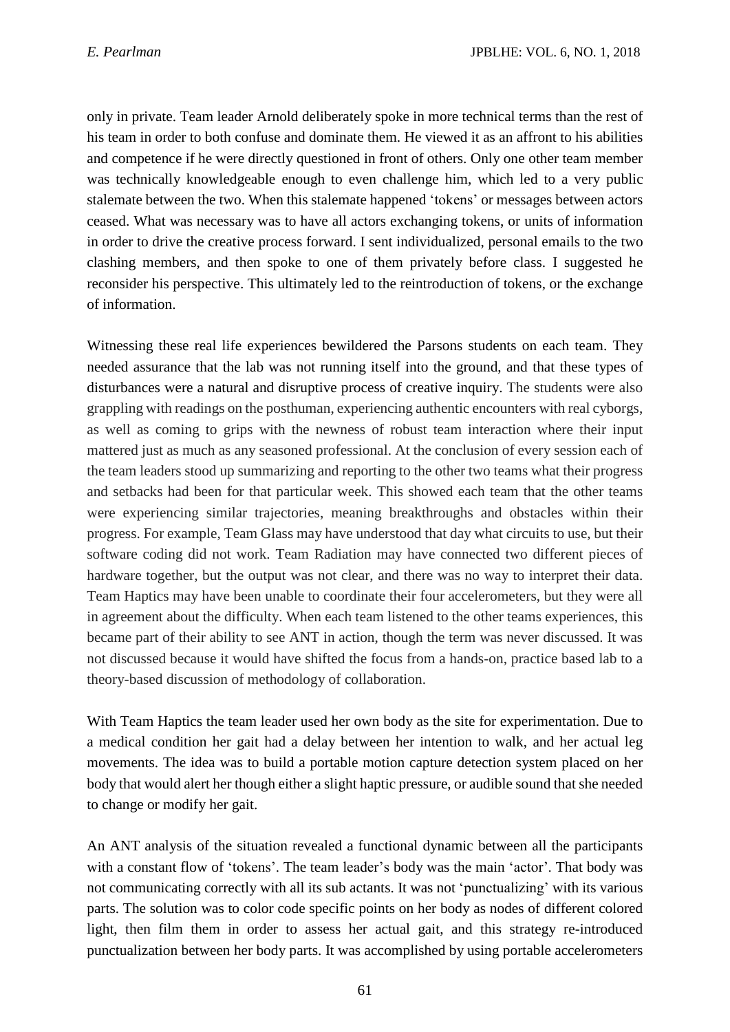only in private. Team leader Arnold deliberately spoke in more technical terms than the rest of his team in order to both confuse and dominate them. He viewed it as an affront to his abilities and competence if he were directly questioned in front of others. Only one other team member was technically knowledgeable enough to even challenge him, which led to a very public stalemate between the two. When this stalemate happened 'tokens' or messages between actors ceased. What was necessary was to have all actors exchanging tokens, or units of information in order to drive the creative process forward. I sent individualized, personal emails to the two clashing members, and then spoke to one of them privately before class. I suggested he reconsider his perspective. This ultimately led to the reintroduction of tokens, or the exchange of information.

Witnessing these real life experiences bewildered the Parsons students on each team. They needed assurance that the lab was not running itself into the ground, and that these types of disturbances were a natural and disruptive process of creative inquiry. The students were also grappling with readings on the posthuman, experiencing authentic encounters with real cyborgs, as well as coming to grips with the newness of robust team interaction where their input mattered just as much as any seasoned professional. At the conclusion of every session each of the team leaders stood up summarizing and reporting to the other two teams what their progress and setbacks had been for that particular week. This showed each team that the other teams were experiencing similar trajectories, meaning breakthroughs and obstacles within their progress. For example, Team Glass may have understood that day what circuits to use, but their software coding did not work. Team Radiation may have connected two different pieces of hardware together, but the output was not clear, and there was no way to interpret their data. Team Haptics may have been unable to coordinate their four accelerometers, but they were all in agreement about the difficulty. When each team listened to the other teams experiences, this became part of their ability to see ANT in action, though the term was never discussed. It was not discussed because it would have shifted the focus from a hands-on, practice based lab to a theory-based discussion of methodology of collaboration.

With Team Haptics the team leader used her own body as the site for experimentation. Due to a medical condition her gait had a delay between her intention to walk, and her actual leg movements. The idea was to build a portable motion capture detection system placed on her body that would alert her though either a slight haptic pressure, or audible sound that she needed to change or modify her gait.

An ANT analysis of the situation revealed a functional dynamic between all the participants with a constant flow of 'tokens'. The team leader's body was the main 'actor'. That body was not communicating correctly with all its sub actants. It was not 'punctualizing' with its various parts. The solution was to color code specific points on her body as nodes of different colored light, then film them in order to assess her actual gait, and this strategy re-introduced punctualization between her body parts. It was accomplished by using portable accelerometers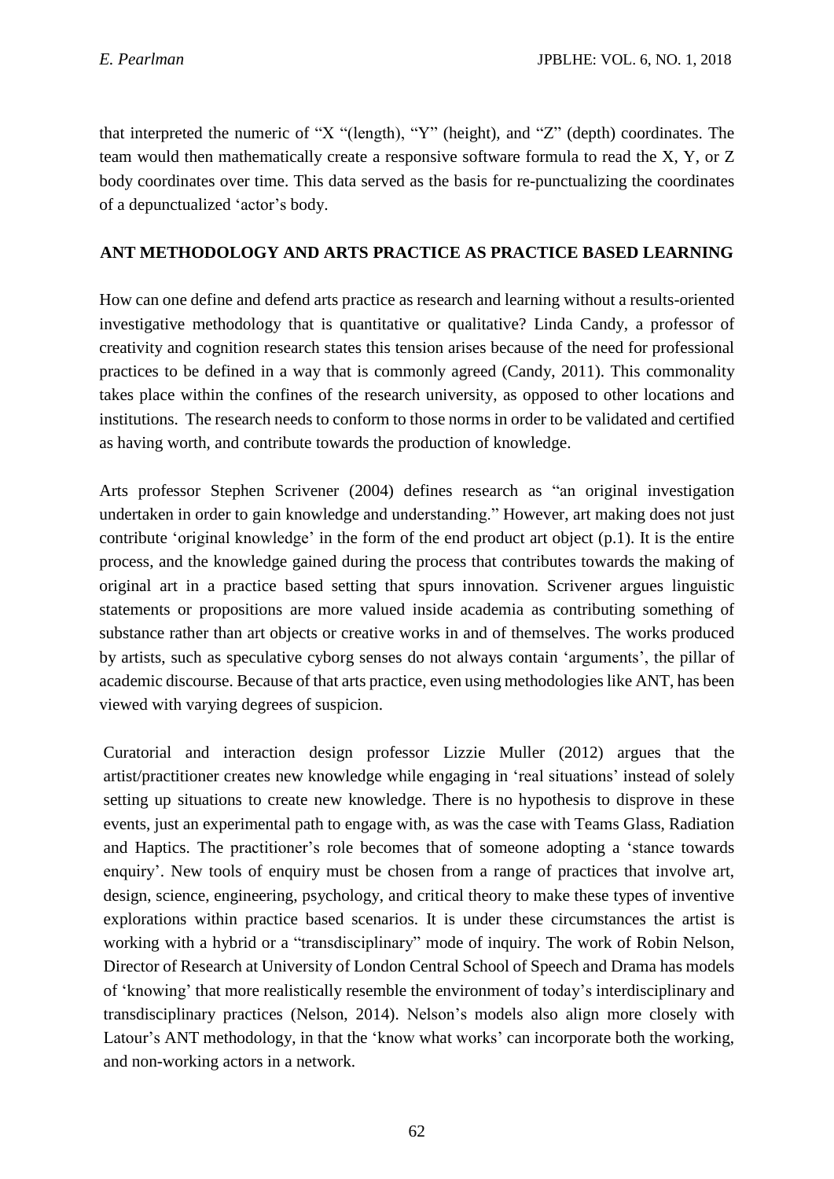that interpreted the numeric of "X "(length), "Y" (height), and "Z" (depth) coordinates. The team would then mathematically create a responsive software formula to read the X, Y, or Z body coordinates over time. This data served as the basis for re-punctualizing the coordinates of a depunctualized 'actor's body.

## ANT METHODOLOGY AND ARTS PRACTICE AS PRACTICE BASED LEARNING

How can one define and defend arts practice as research and learning without a results-oriented investigative methodology that is quantitative or qualitative? Linda Candy, a professor of creativity and cognition research states this tension arises because of the need for professional practices to be defined in a way that is commonly agreed (Candy, 2011). This commonality takes place within the confines of the research university, as opposed to other locations and institutions. The research needs to conform to those norms in order to be validated and certified as having worth, and contribute towards the production of knowledge.

Arts professor Stephen Scrivener (2004) defines research as "an original investigation undertaken in order to gain knowledge and understanding." However, art making does not just contribute 'original knowledge' in the form of the end product art object (p.1). It is the entire process, and the knowledge gained during the process that contributes towards the making of original art in a practice based setting that spurs innovation. Scrivener argues linguistic statements or propositions are more valued inside academia as contributing something of substance rather than art objects or creative works in and of themselves. The works produced by artists, such as speculative cyborg senses do not always contain 'arguments', the pillar of academic discourse. Because of that arts practice, even using methodologies like ANT, has been viewed with varying degrees of suspicion.

Curatorial and interaction design professor Lizzie Muller (2012) argues that the artist/practitioner creates new knowledge while engaging in 'real situations' instead of solely setting up situations to create new knowledge. There is no hypothesis to disprove in these events, just an experimental path to engage with, as was the case with Teams Glass, Radiation and Haptics. The practitioner's role becomes that of someone adopting a 'stance towards enquiry'. New tools of enquiry must be chosen from a range of practices that involve art, design, science, engineering, psychology, and critical theory to make these types of inventive explorations within practice based scenarios. It is under these circumstances the artist is working with a hybrid or a "transdisciplinary" mode of inquiry. The work of Robin Nelson, Director of Research at University of London Central School of Speech and Drama has models of 'knowing' that more realistically resemble the environment of today's interdisciplinary and transdisciplinary practices (Nelson, 2014). Nelson's models also align more closely with Latour's ANT methodology, in that the 'know what works' can incorporate both the working, and non-working actors in a network.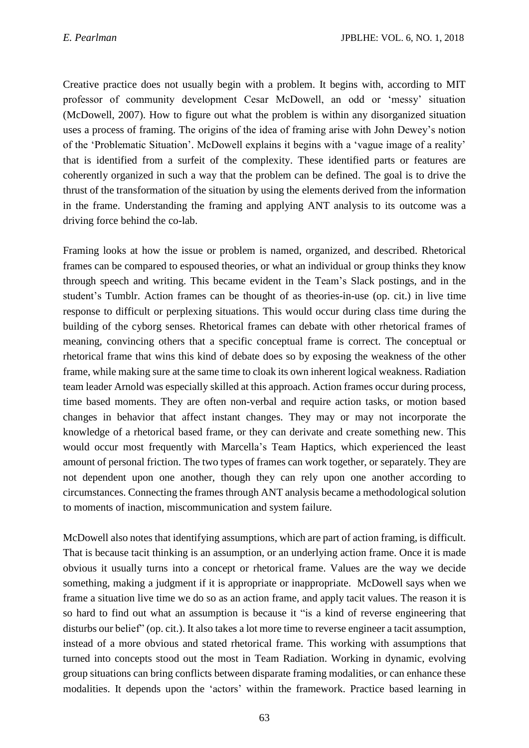Creative practice does not usually begin with a problem. It begins with, according to MIT professor of community development Cesar McDowell, an odd or 'messy' situation (McDowell, 2007). How to figure out what the problem is within any disorganized situation uses a process of framing. The origins of the idea of framing arise with John Dewey's notion of the 'Problematic Situation'. McDowell explains it begins with a 'vague image of a reality' that is identified from a surfeit of the complexity. These identified parts or features are coherently organized in such a way that the problem can be defined. The goal is to drive the thrust of the transformation of the situation by using the elements derived from the information in the frame. Understanding the framing and applying ANT analysis to its outcome was a driving force behind the co-lab.

Framing looks at how the issue or problem is named, organized, and described. Rhetorical frames can be compared to espoused theories, or what an individual or group thinks they know through speech and writing. This became evident in the Team's Slack postings, and in the student's Tumblr. Action frames can be thought of as theories-in-use (op. cit.) in live time response to difficult or perplexing situations. This would occur during class time during the building of the cyborg senses. Rhetorical frames can debate with other rhetorical frames of meaning, convincing others that a specific conceptual frame is correct. The conceptual or rhetorical frame that wins this kind of debate does so by exposing the weakness of the other frame, while making sure at the same time to cloak its own inherent logical weakness. Radiation team leader Arnold was especially skilled at this approach. Action frames occur during process, time based moments. They are often non-verbal and require action tasks, or motion based changes in behavior that affect instant changes. They may or may not incorporate the knowledge of a rhetorical based frame, or they can derivate and create something new. This would occur most frequently with Marcella's Team Haptics, which experienced the least amount of personal friction. The two types of frames can work together, or separately. They are not dependent upon one another, though they can rely upon one another according to circumstances. Connecting the frames through ANT analysis became a methodological solution to moments of inaction, miscommunication and system failure.

McDowell also notes that identifying assumptions, which are part of action framing, is difficult. That is because tacit thinking is an assumption, or an underlying action frame. Once it is made obvious it usually turns into a concept or rhetorical frame. Values are the way we decide something, making a judgment if it is appropriate or inappropriate. McDowell says when we frame a situation live time we do so as an action frame, and apply tacit values. The reason it is so hard to find out what an assumption is because it "is a kind of reverse engineering that disturbs our belief" (op. cit.). It also takes a lot more time to reverse engineer a tacit assumption, instead of a more obvious and stated rhetorical frame. This working with assumptions that turned into concepts stood out the most in Team Radiation. Working in dynamic, evolving group situations can bring conflicts between disparate framing modalities, or can enhance these modalities. It depends upon the 'actors' within the framework. Practice based learning in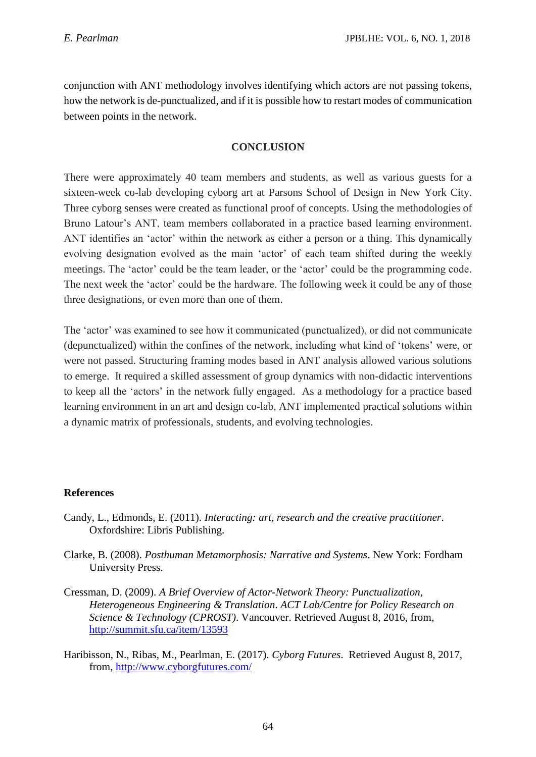conjunction with ANT methodology involves identifying which actors are not passing tokens, how the network is de-punctualized, and if it is possible how to restart modes of communication between points in the network.

## CONCLUSION

There were approximately 40 team members and students, as well as various guests for a sixteen-week co-lab developing cyborg art at Parsons School of Design in New York City. Three cyborg senses were created as functional proof of concepts. Using the methodologies of Bruno Latour's ANT, team members collaborated in a practice based learning environment. ANT identifies an 'actor' within the network as either a person or a thing. This dynamically evolving designation evolved as the main 'actor' of each team shifted during the weekly meetings. The 'actor' could be the team leader, or the 'actor' could be the programming code. The next week the 'actor' could be the hardware. The following week it could be any of those three designations, or even more than one of them.

The 'actor' was examined to see how it communicated (punctualized), or did not communicate (depunctualized) within the confines of the network, including what kind of 'tokens' were, or were not passed. Structuring framing modes based in ANT analysis allowed various solutions to emerge. It required a skilled assessment of group dynamics with non-didactic interventions to keep all the 'actors' in the network fully engaged. As a methodology for a practice based learning environment in an art and design co-lab, ANT implemented practical solutions within a dynamic matrix of professionals, students, and evolving technologies.

**References**

Candy, L., Edmonds, E. (2011). *Interacting: art, research and the creative practitioner*. Oxfordshire: Libris Publishing.

Clarke, B. (2008). *Posthuman Metamorphosis: Narrative and Systems*. New York: Fordham University Press.

Cressman, D. (2009). *A Brief Overview of Actor-Network Theory: Punctualization, Heterogeneous Engineering & Translation*. *ACT Lab/Centre for Policy Research on Science & Technology (CPROST)*. Vancouver. Retrieved August 8, 2016, from, http://summit.sfu.ca/item/13593

Haribisson, N., Ribas, M., Pearlman, E. (2017). *Cyborg Futures*. Retrieved August 8, 2017, from, http://www.cyborgfutures.com/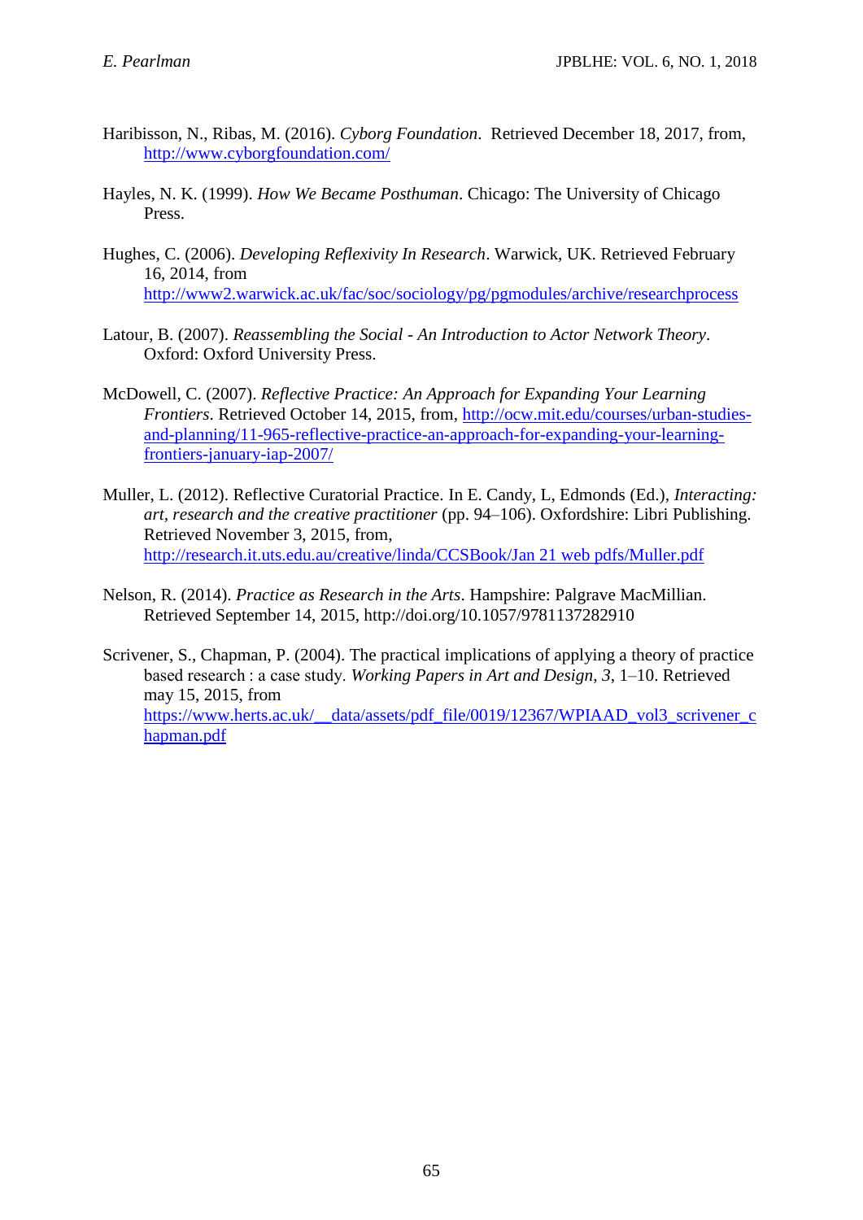Haribisson, N., Ribas, M. (2016). *Cyborg Foundation*. Retrieved December 18, 2017, from, http://www.cyborgfoundation.com/

Hayles, N. K. (1999). *How We Became Posthuman*. Chicago: The University of Chicago Press.

Hughes, C. (2006). *Developing Reflexivity In Research*. Warwick, UK. Retrieved February 16, 2014, from http://www2.warwick.ac.uk/fac/soc/sociology/pg/pgmodules/archive/researchprocess

Latour, B. (2007). *Reassembling the Social - An Introduction to Actor Network Theory*. Oxford: Oxford University Press.

McDowell, C. (2007). *Reflective Practice: An Approach for Expanding Your Learning Frontiers*. Retrieved October 14, 2015, from, http://ocw.mit.edu/courses/urban-studies-and-planning/11-965-reflective-practice-an-approach-for-expanding-your-learning-frontiers-january-iap-2007/

Muller, L. (2012). Reflective Curatorial Practice. In E. Candy, L, Edmonds (Ed.), *Interacting: art, research and the creative practitioner* (pp. 94–106). Oxfordshire: Libri Publishing. Retrieved November 3, 2015, from, http://research.it.uts.edu.au/creative/linda/CCSBook/Jan 21 web pdfs/Muller.pdf

Nelson, R. (2014). *Practice as Research in the Arts*. Hampshire: Palgrave MacMillian. Retrieved September 14, 2015, http://doi.org/10.1057/9781137282910

Scrivener, S., Chapman, P. (2004). The practical implications of applying a theory of practice based research : a case study. *Working Papers in Art and Design*, *3*, 1–10. Retrieved may 15, 2015, from https://www.herts.ac.uk/__data/assets/pdf_file/0019/12367/WPIAAD_vol3_scrivener_chapman.pdf